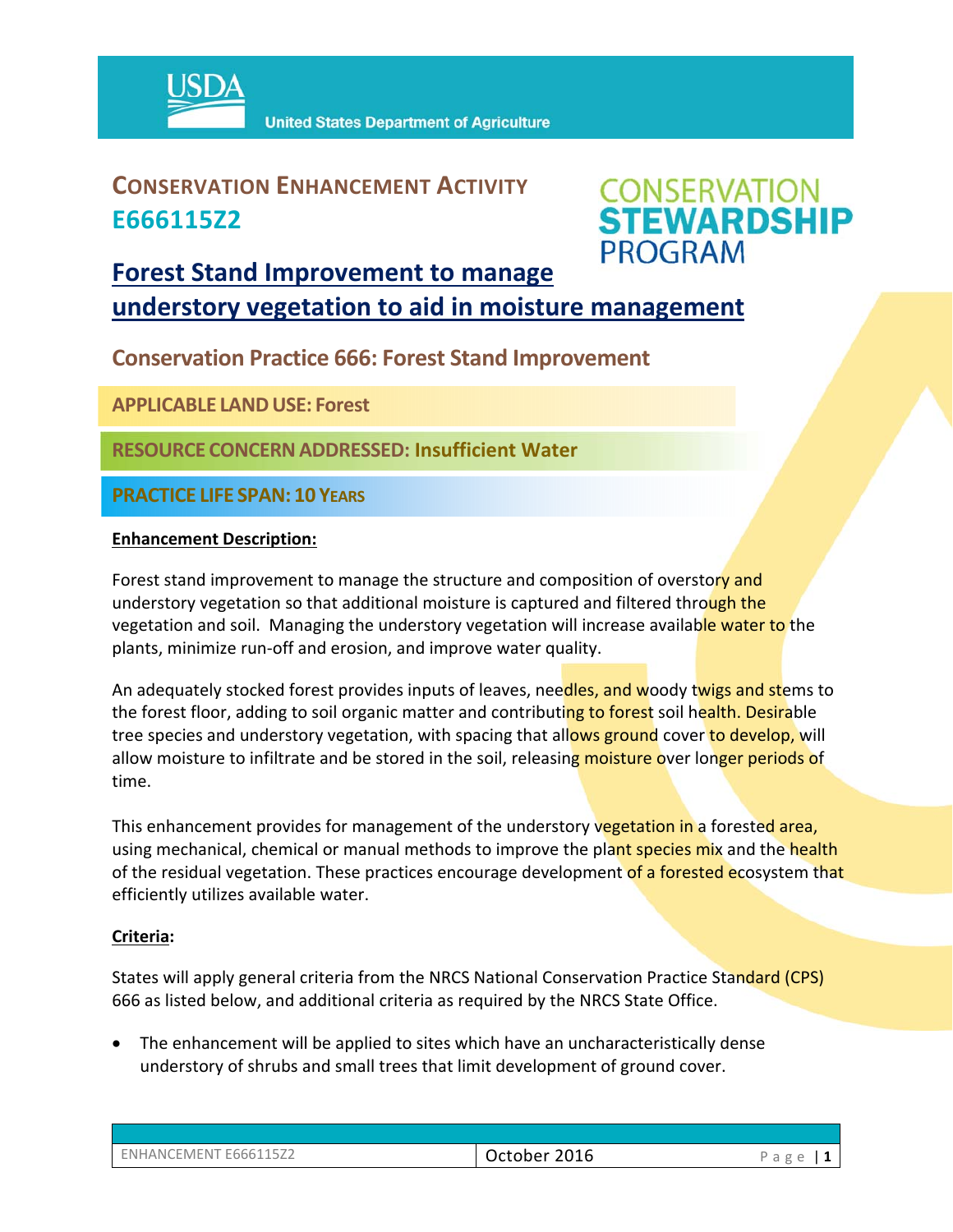# CONSERVATION ENHANCEMENT ACTIVITY E666115Z2

# Forest Stand Improvement to manage understory vegetation to aid in moisture management

## Conservation Practice 666: Forest Stand Improvement

**APPLICABLE LAND USE: Forest**

**RESOURCE CONCERN ADDRESSED: Insufficient Water**

**PRACTICE LIFE SPAN: 10 YEARS**

**Enhancement Description:**

Forest stand improvement to manage the structure and composition of overstory and understory vegetation so that additional moisture is captured and filtered through the vegetation and soil. Managing the understory vegetation will increase available water to the plants, minimize run-off and erosion, and improve water quality.

An adequately stocked forest provides inputs of leaves, needles, and woody twigs and stems to the forest floor, adding to soil organic matter and contributing to forest soil health. Desirable tree species and understory vegetation, with spacing that allows ground cover to develop, will allow moisture to infiltrate and be stored in the soil, releasing moisture over longer periods of time.

This enhancement provides for management of the understory vegetation in a forested area, using mechanical, chemical or manual methods to improve the plant species mix and the health of the residual vegetation. These practices encourage development of a forested ecosystem that efficiently utilizes available water.

**Criteria:**

States will apply general criteria from the NRCS National Conservation Practice Standard (CPS) 666 as listed below, and additional criteria as required by the NRCS State Office.

- The enhancement will be applied to sites which have an uncharacteristically dense understory of shrubs and small trees that limit development of ground cover.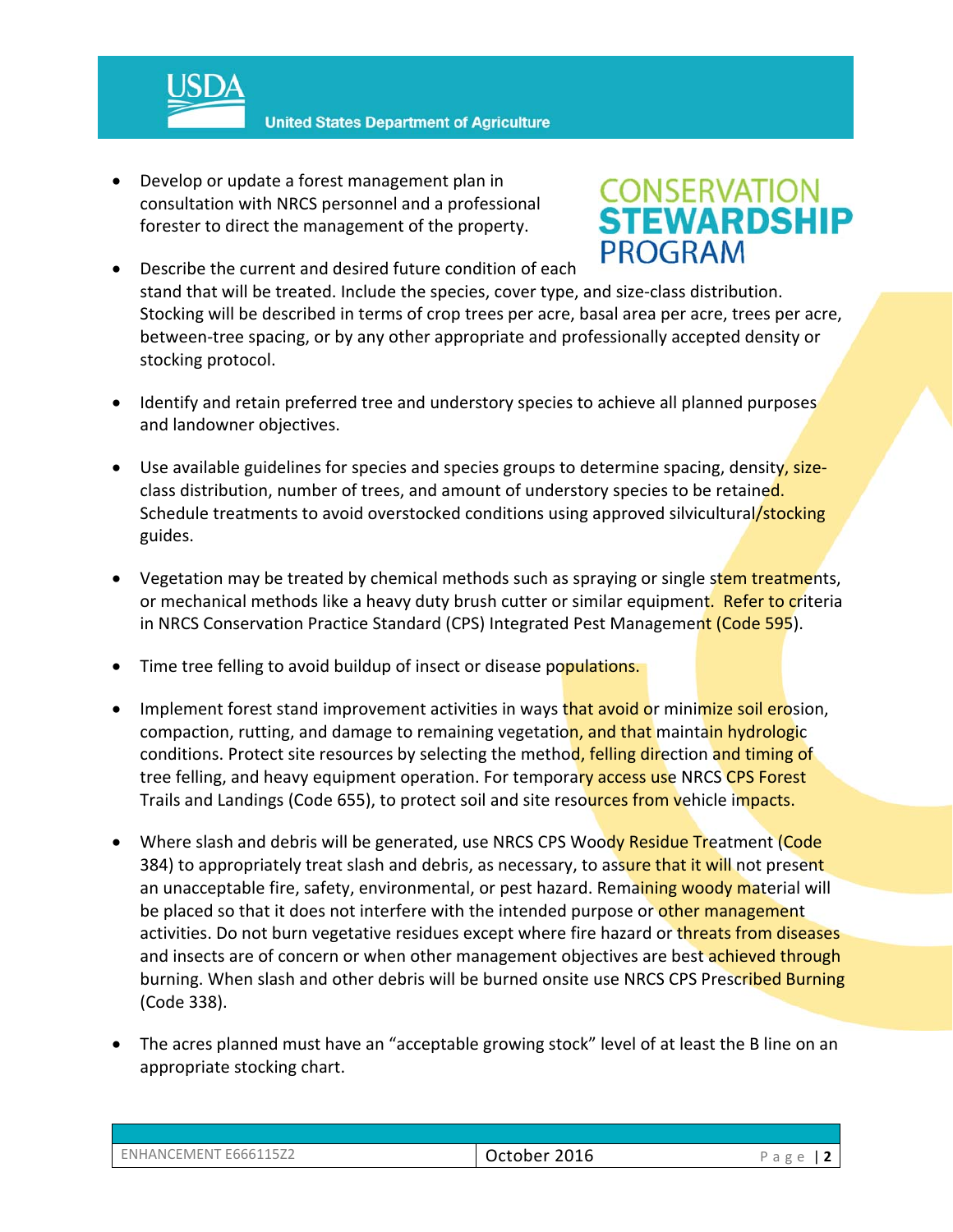- Develop or update a forest management plan in consultation with NRCS personnel and a professional forester to direct the management of the property.

- Describe the current and desired future condition of each stand that will be treated. Include the species, cover type, and size-class distribution. Stocking will be described in terms of crop trees per acre, basal area per acre, trees per acre, between-tree spacing, or by any other appropriate and professionally accepted density or stocking protocol.

- Identify and retain preferred tree and understory species to achieve all planned purposes and landowner objectives.

- Use available guidelines for species and species groups to determine spacing, density, size-class distribution, number of trees, and amount of understory species to be retained. Schedule treatments to avoid overstocked conditions using approved silvicultural/stocking guides.

- Vegetation may be treated by chemical methods such as spraying or single stem treatments, or mechanical methods like a heavy duty brush cutter or similar equipment. Refer to criteria in NRCS Conservation Practice Standard (CPS) Integrated Pest Management (Code 595).

- Time tree felling to avoid buildup of insect or disease populations.

- Implement forest stand improvement activities in ways that avoid or minimize soil erosion, compaction, rutting, and damage to remaining vegetation, and that maintain hydrologic conditions. Protect site resources by selecting the method, felling direction and timing of tree felling, and heavy equipment operation. For temporary access use NRCS CPS Forest Trails and Landings (Code 655), to protect soil and site resources from vehicle impacts.

- Where slash and debris will be generated, use NRCS CPS Woody Residue Treatment (Code 384) to appropriately treat slash and debris, as necessary, to assure that it will not present an unacceptable fire, safety, environmental, or pest hazard. Remaining woody material will be placed so that it does not interfere with the intended purpose or other management activities. Do not burn vegetative residues except where fire hazard or threats from diseases and insects are of concern or when other management objectives are best achieved through burning. When slash and other debris will be burned onsite use NRCS CPS Prescribed Burning (Code 338).

- The acres planned must have an "acceptable growing stock" level of at least the B line on an appropriate stocking chart.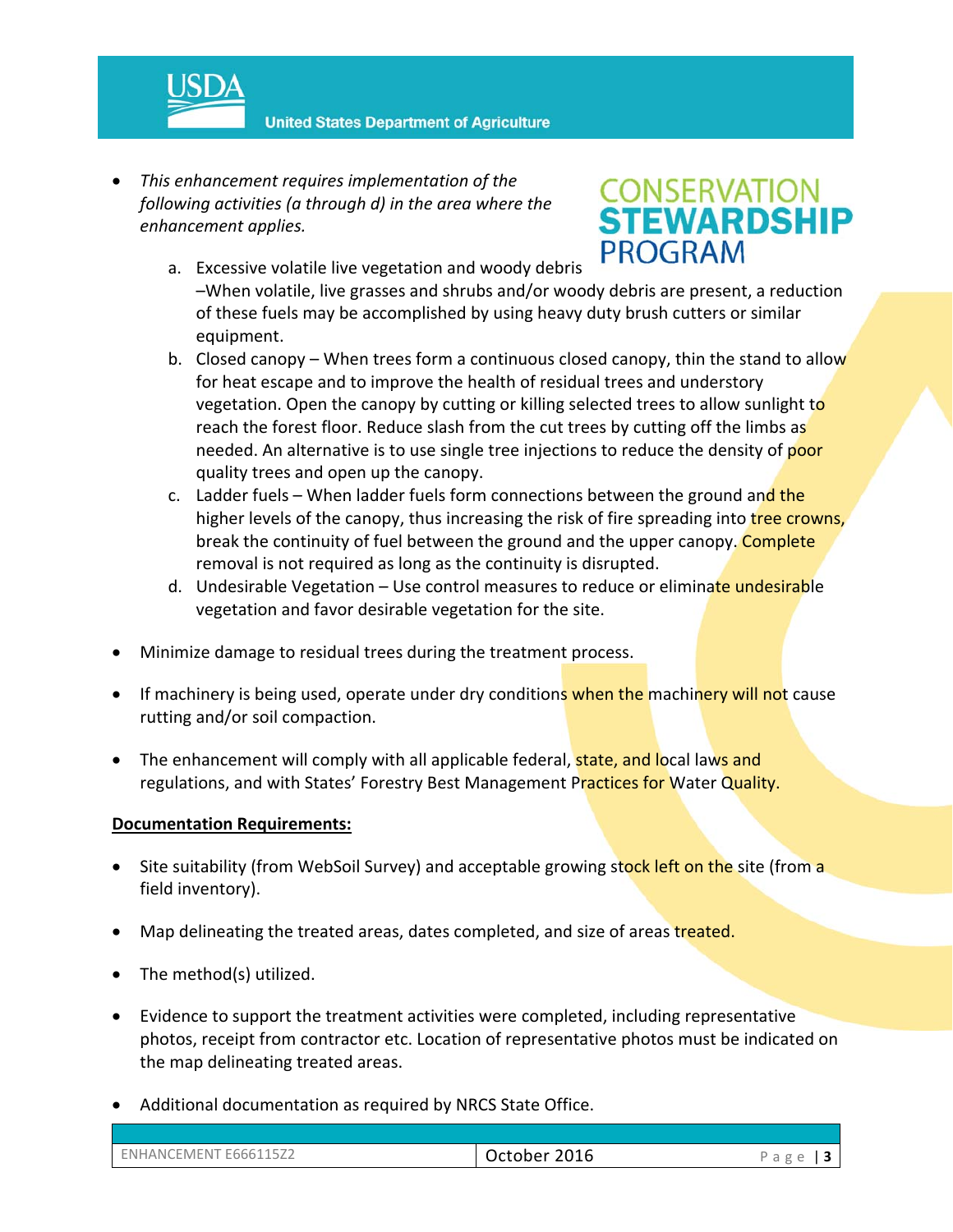- *This enhancement requires implementation of the following activities (a through d) in the area where the enhancement applies.*
  a. Excessive volatile live vegetation and woody debris –When volatile, live grasses and shrubs and/or woody debris are present, a reduction of these fuels may be accomplished by using heavy duty brush cutters or similar equipment.
  b. Closed canopy – When trees form a continuous closed canopy, thin the stand to allow for heat escape and to improve the health of residual trees and understory vegetation. Open the canopy by cutting or killing selected trees to allow sunlight to reach the forest floor. Reduce slash from the cut trees by cutting off the limbs as needed. An alternative is to use single tree injections to reduce the density of poor quality trees and open up the canopy.
  c. Ladder fuels – When ladder fuels form connections between the ground and the higher levels of the canopy, thus increasing the risk of fire spreading into tree crowns, break the continuity of fuel between the ground and the upper canopy. Complete removal is not required as long as the continuity is disrupted.
  d. Undesirable Vegetation – Use control measures to reduce or eliminate undesirable vegetation and favor desirable vegetation for the site.

- Minimize damage to residual trees during the treatment process.

- If machinery is being used, operate under dry conditions when the machinery will not cause rutting and/or soil compaction.

- The enhancement will comply with all applicable federal, state, and local laws and regulations, and with States' Forestry Best Management Practices for Water Quality.

**Documentation Requirements:**

- Site suitability (from WebSoil Survey) and acceptable growing stock left on the site (from a field inventory).

- Map delineating the treated areas, dates completed, and size of areas treated.

- The method(s) utilized.

- Evidence to support the treatment activities were completed, including representative photos, receipt from contractor etc. Location of representative photos must be indicated on the map delineating treated areas.

- Additional documentation as required by NRCS State Office.